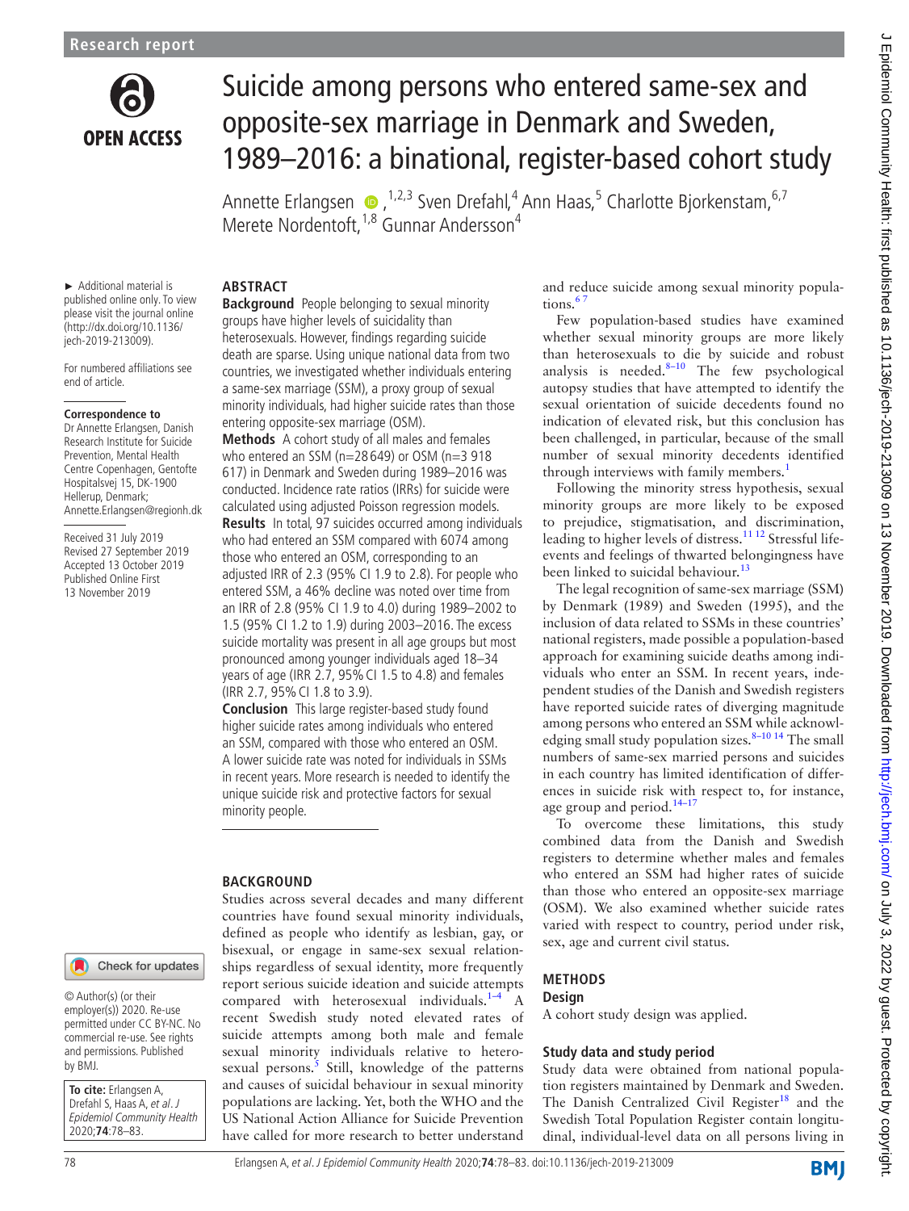# Suicide among persons who entered same-sex and opposite-sex marriage in Denmark and Sweden, 1989–2016: a binational, register-based cohort study

Annette Erlangsen,[1,2,3] Sven Drefahl,[4] Ann Haas,[5] Charlotte Bjorkenstam,[6,7] Merete Nordentoft,[1,8] Gunnar Andersson[4]

► Additional material is published online only. To view please visit the journal online (http://dx.doi.org/10.1136/jech-2019-213009).

For numbered affiliations see end of article.

**Correspondence to**
Dr Annette Erlangsen, Danish Research Institute for Suicide Prevention, Mental Health Centre Copenhagen, Gentofte Hospitalsvej 15, DK-1900 Hellerup, Denmark; Annette.Erlangsen@regionh.dk

Received 31 July 2019
Revised 27 September 2019
Accepted 13 October 2019
Published Online First 13 November 2019

© Author(s) (or their employer(s)) 2020. Re-use permitted under CC BY-NC. No commercial re-use. See rights and permissions. Published by BMJ.

**To cite:** Erlangsen A, Drefahl S, Haas A, *et al*. *J Epidemiol Community Health* 2020;**74**:78–83.

## ABSTRACT

**Background** People belonging to sexual minority groups have higher levels of suicidality than heterosexuals. However, findings regarding suicide death are sparse. Using unique national data from two countries, we investigated whether individuals entering a same-sex marriage (SSM), a proxy group of sexual minority individuals, had higher suicide rates than those entering opposite-sex marriage (OSM).

**Methods** A cohort study of all males and females who entered an SSM (n=28 649) or OSM (n=3 918 617) in Denmark and Sweden during 1989–2016 was conducted. Incidence rate ratios (IRRs) for suicide were calculated using adjusted Poisson regression models.

**Results** In total, 97 suicides occurred among individuals who had entered an SSM compared with 6074 among those who entered an OSM, corresponding to an adjusted IRR of 2.3 (95% CI 1.9 to 2.8). For people who entered SSM, a 46% decline was noted over time from an IRR of 2.8 (95% CI 1.9 to 4.0) during 1989–2002 to 1.5 (95% CI 1.2 to 1.9) during 2003–2016. The excess suicide mortality was present in all age groups but most pronounced among younger individuals aged 18–34 years of age (IRR 2.7, 95% CI 1.5 to 4.8) and females (IRR 2.7, 95% CI 1.8 to 3.9).

**Conclusion** This large register-based study found higher suicide rates among individuals who entered an SSM, compared with those who entered an OSM. A lower suicide rate was noted for individuals in SSMs in recent years. More research is needed to identify the unique suicide risk and protective factors for sexual minority people.

## BACKGROUND

Studies across several decades and many different countries have found sexual minority individuals, defined as people who identify as lesbian, gay, or bisexual, or engage in same-sex sexual relationships regardless of sexual identity, more frequently report serious suicide ideation and suicide attempts compared with heterosexual individuals.[1–4] A recent Swedish study noted elevated rates of suicide attempts among both male and female sexual minority individuals relative to heterosexual persons.[5] Still, knowledge of the patterns and causes of suicidal behaviour in sexual minority populations are lacking. Yet, both the WHO and the US National Action Alliance for Suicide Prevention have called for more research to better understand and reduce suicide among sexual minority populations.[6 7]

Few population-based studies have examined whether sexual minority groups are more likely than heterosexuals to die by suicide and robust analysis is needed.[8–10] The few psychological autopsy studies that have attempted to identify the sexual orientation of suicide decedents found no indication of elevated risk, but this conclusion has been challenged, in particular, because of the small number of sexual minority decedents identified through interviews with family members.[1]

Following the minority stress hypothesis, sexual minority groups are more likely to be exposed to prejudice, stigmatisation, and discrimination, leading to higher levels of distress.[11 12] Stressful life-events and feelings of thwarted belongingness have been linked to suicidal behaviour.[13]

The legal recognition of same-sex marriage (SSM) by Denmark (1989) and Sweden (1995), and the inclusion of data related to SSMs in these countries' national registers, made possible a population-based approach for examining suicide deaths among individuals who enter an SSM. In recent years, independent studies of the Danish and Swedish registers have reported suicide rates of diverging magnitude among persons who entered an SSM while acknowledging small study population sizes.[8–10 14] The small numbers of same-sex married persons and suicides in each country has limited identification of differences in suicide risk with respect to, for instance, age group and period.[14–17]

To overcome these limitations, this study combined data from the Danish and Swedish registers to determine whether males and females who entered an SSM had higher rates of suicide than those who entered an opposite-sex marriage (OSM). We also examined whether suicide rates varied with respect to country, period under risk, sex, age and current civil status.

## METHODS

### Design

A cohort study design was applied.

### Study data and study period

Study data were obtained from national population registers maintained by Denmark and Sweden. The Danish Centralized Civil Register[18] and the Swedish Total Population Register contain longitudinal, individual-level data on all persons living in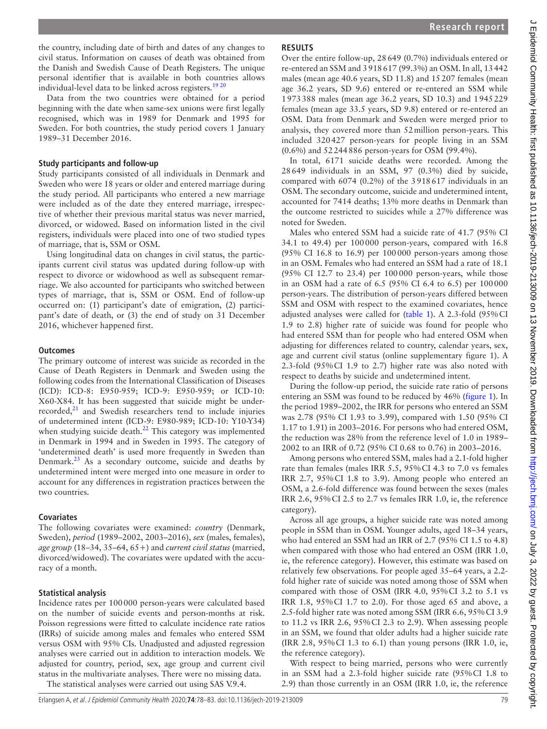the country, including date of birth and dates of any changes to civil status. Information on causes of death was obtained from the Danish and Swedish Cause of Death Registers. The unique personal identifier that is available in both countries allows individual-level data to be linked across registers.[19 20]

Data from the two countries were obtained for a period beginning with the date when same-sex unions were first legally recognised, which was in 1989 for Denmark and 1995 for Sweden. For both countries, the study period covers 1 January 1989–31 December 2016.

### Study participants and follow-up

Study participants consisted of all individuals in Denmark and Sweden who were 18 years or older and entered marriage during the study period. All participants who entered a new marriage were included as of the date they entered marriage, irrespective of whether their previous marital status was never married, divorced, or widowed. Based on information listed in the civil registers, individuals were placed into one of two studied types of marriage, that is, SSM or OSM.

Using longitudinal data on changes in civil status, the participants current civil status was updated during follow-up with respect to divorce or widowhood as well as subsequent remarriage. We also accounted for participants who switched between types of marriage, that is, SSM or OSM. End of follow-up occurred on: (1) participant's date of emigration, (2) participant's date of death, or (3) the end of study on 31 December 2016, whichever happened first.

### Outcomes

The primary outcome of interest was suicide as recorded in the Cause of Death Registers in Denmark and Sweden using the following codes from the International Classification of Diseases (ICD): ICD-8: E950-959; ICD-9: E950-959; or ICD-10: X60-X84. It has been suggested that suicide might be under-recorded,[21] and Swedish researchers tend to include injuries of undetermined intent (ICD-9: E980-989; ICD-10: Y10-Y34) when studying suicide death.[22] This category was implemented in Denmark in 1994 and in Sweden in 1995. The category of 'undetermined death' is used more frequently in Sweden than Denmark.[23] As a secondary outcome, suicide and deaths by undetermined intent were merged into one measure in order to account for any differences in registration practices between the two countries.

### Covariates

The following covariates were examined: *country* (Denmark, Sweden), *period* (1989–2002, 2003–2016), *sex* (males, females), *age group* (18–34, 35–64, 65+) and *current civil status* (married, divorced/widowed). The covariates were updated with the accuracy of a month.

### Statistical analysis

Incidence rates per 100 000 person-years were calculated based on the number of suicide events and person-months at risk. Poisson regressions were fitted to calculate incidence rate ratios (IRRs) of suicide among males and females who entered SSM versus OSM with 95% CIs. Unadjusted and adjusted regression analyses were carried out in addition to interaction models. We adjusted for country, period, sex, age group and current civil status in the multivariate analyses. There were no missing data.

The statistical analyses were carried out using SAS V.9.4.

## RESULTS

Over the entire follow-up, 28 649 (0.7%) individuals entered or re-entered an SSM and 3 918 617 (99.3%) an OSM. In all, 13 442 males (mean age 40.6 years, SD 11.8) and 15 207 females (mean age 36.2 years, SD 9.6) entered or re-entered an SSM while 1 973 388 males (mean age 36.2 years, SD 10.3) and 1 945 229 females (mean age 33.5 years, SD 9.8) entered or re-entered an OSM. Data from Denmark and Sweden were merged prior to analysis, they covered more than 52 million person-years. This included 320 427 person-years for people living in an SSM (0.6%) and 52 244 886 person-years for OSM (99.4%).

In total, 6171 suicide deaths were recorded. Among the 28 649 individuals in an SSM, 97 (0.3%) died by suicide, compared with 6074 (0.2%) of the 3 918 617 individuals in an OSM. The secondary outcome, suicide and undetermined intent, accounted for 7414 deaths; 13% more deaths in Denmark than the outcome restricted to suicides while a 27% difference was noted for Sweden.

Males who entered SSM had a suicide rate of 41.7 (95% CI 34.1 to 49.4) per 100 000 person-years, compared with 16.8 (95% CI 16.8 to 16.9) per 100 000 person-years among those in an OSM. Females who had entered an SSM had a rate of 18.1 (95% CI 12.7 to 23.4) per 100 000 person-years, while those in an OSM had a rate of 6.5 (95% CI 6.4 to 6.5) per 100 000 person-years. The distribution of person-years differed between SSM and OSM with respect to the examined covariates, hence adjusted analyses were called for (table 1). A 2.3-fold (95% CI 1.9 to 2.8) higher rate of suicide was found for people who had entered SSM than for people who had entered OSM when adjusting for differences related to country, calendar years, sex, age and current civil status (online supplementary figure 1). A 2.3-fold (95% CI 1.9 to 2.7) higher rate was also noted with respect to deaths by suicide and undetermined intent.

During the follow-up period, the suicide rate ratio of persons entering an SSM was found to be reduced by 46% (figure 1). In the period 1989–2002, the IRR for persons who entered an SSM was 2.78 (95% CI 1.93 to 3.99), compared with 1.50 (95% CI 1.17 to 1.91) in 2003–2016. For persons who had entered OSM, the reduction was 28% from the reference level of 1.0 in 1989–2002 to an IRR of 0.72 (95% CI 0.68 to 0.76) in 2003–2016.

Among persons who entered SSM, males had a 2.1-fold higher rate than females (males IRR 5.5, 95% CI 4.3 to 7.0 vs females IRR 2.7, 95% CI 1.8 to 3.9). Among people who entered an OSM, a 2.6-fold difference was found between the sexes (males IRR 2.6, 95% CI 2.5 to 2.7 vs females IRR 1.0, ie, the reference category).

Across all age groups, a higher suicide rate was noted among people in SSM than in OSM. Younger adults, aged 18–34 years, who had entered an SSM had an IRR of 2.7 (95% CI 1.5 to 4.8) when compared with those who had entered an OSM (IRR 1.0, ie, the reference category). However, this estimate was based on relatively few observations. For people aged 35–64 years, a 2.2-fold higher rate of suicide was noted among those of SSM when compared with those of OSM (IRR 4.0, 95% CI 3.2 to 5.1 vs IRR 1.8, 95% CI 1.7 to 2.0). For those aged 65 and above, a 2.5-fold higher rate was noted among SSM (IRR 6.6, 95% CI 3.9 to 11.2 vs IRR 2.6, 95% CI 2.3 to 2.9). When assessing people in an SSM, we found that older adults had a higher suicide rate (IRR 2.8, 95% CI 1.3 to 6.1) than young persons (IRR 1.0, ie, the reference category).

With respect to being married, persons who were currently in an SSM had a 2.3-fold higher suicide rate (95% CI 1.8 to 2.9) than those currently in an OSM (IRR 1.0, ie, the reference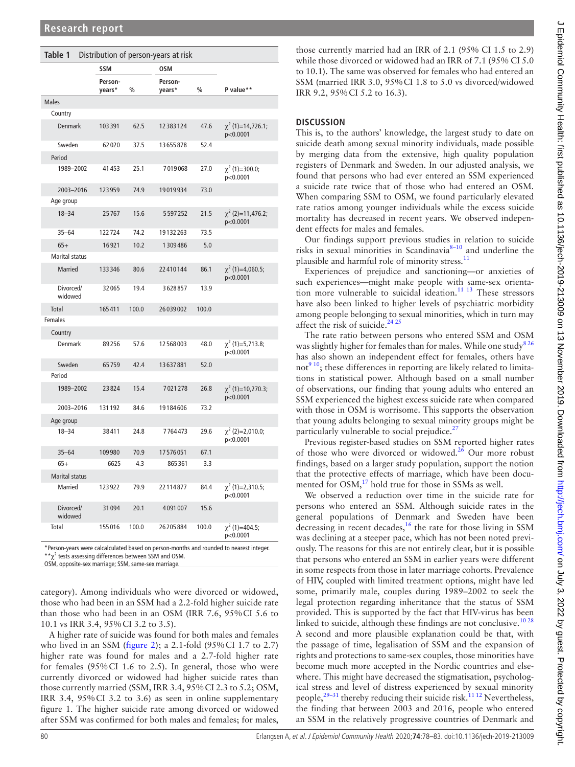**Table 1** Distribution of person-years at risk

| | SSM | | OSM | | |
|---|---|---|---|---|---|
| | Person-years* | % | Person-years* | % | P value** |
| **Males** | | | | | |
| Country | | | | | |
| Denmark | 103391 | 62.5 | 12383124 | 47.6 | $\chi^2$ (1)=14,726.1; p<0.0001 |
| Sweden | 62020 | 37.5 | 13655878 | 52.4 | |
| Period | | | | | |
| 1989–2002 | 41453 | 25.1 | 7019068 | 27.0 | $\chi^2$ (1)=300.0; p<0.0001 |
| 2003–2016 | 123959 | 74.9 | 19019934 | 73.0 | |
| Age group | | | | | |
| 18–34 | 25767 | 15.6 | 5597252 | 21.5 | $\chi^2$ (2)=11,476.2; p<0.0001 |
| 35–64 | 122724 | 74.2 | 19132263 | 73.5 | |
| 65+ | 16921 | 10.2 | 1309486 | 5.0 | |
| Marital status | | | | | |
| Married | 133346 | 80.6 | 22410144 | 86.1 | $\chi^2$ (1)=4,060.5; p<0.0001 |
| Divorced/widowed | 32065 | 19.4 | 3628857 | 13.9 | |
| Total | 165411 | 100.0 | 26039002 | 100.0 | |
| **Females** | | | | | |
| Country | | | | | |
| Denmark | 89256 | 57.6 | 12568003 | 48.0 | $\chi^2$ (1)=5,713.8; p<0.0001 |
| Sweden | 65759 | 42.4 | 13637881 | 52.0 | |
| Period | | | | | |
| 1989–2002 | 23824 | 15.4 | 7021278 | 26.8 | $\chi^2$ (1)=10,270.3; p<0.0001 |
| 2003–2016 | 131192 | 84.6 | 19184606 | 73.2 | |
| Age group | | | | | |
| 18–34 | 38411 | 24.8 | 7764473 | 29.6 | $\chi^2$ (2)=2,010.0; p<0.0001 |
| 35–64 | 109980 | 70.9 | 17576051 | 67.1 | |
| 65+ | 6625 | 4.3 | 865361 | 3.3 | |
| Marital status | | | | | |
| Married | 123922 | 79.9 | 22114877 | 84.4 | $\chi^2$ (1)=2,310.5; p<0.0001 |
| Divorced/widowed | 31094 | 20.1 | 4091007 | 15.6 | |
| Total | 155016 | 100.0 | 26205884 | 100.0 | $\chi^2$ (1)=404.5; p<0.0001 |

*Person-years were calcalculated based on person-months and rounded to nearest integer.
**$\chi^2$ tests assessing differences between SSM and OSM.
OSM, opposite-sex marriage; SSM, same-sex marriage.

category). Among individuals who were divorced or widowed, those who had been in an SSM had a 2.2-fold higher suicide rate than those who had been in an OSM (IRR 7.6, 95% CI 5.6 to 10.1 vs IRR 3.4, 95% CI 3.2 to 3.5).

A higher rate of suicide was found for both males and females who lived in an SSM (figure 2); a 2.1-fold (95% CI 1.7 to 2.7) higher rate was found for males and a 2.7-fold higher rate for females (95% CI 1.6 to 2.5). In general, those who were currently divorced or widowed had higher suicide rates than those currently married (SSM, IRR 3.4, 95% CI 2.3 to 5.2; OSM, IRR 3.4, 95% CI 3.2 to 3.6) as seen in online supplementary figure 1. The higher suicide rate among divorced or widowed after SSM was confirmed for both males and females; for males, those currently married had an IRR of 2.1 (95% CI 1.5 to 2.9) while those divorced or widowed had an IRR of 7.1 (95% CI 5.0 to 10.1). The same was observed for females who had entered an SSM (married IRR 3.0, 95% CI 1.8 to 5.0 vs divorced/widowed IRR 9.2, 95% CI 5.2 to 16.3).

## DISCUSSION

This is, to the authors' knowledge, the largest study to date on suicide death among sexual minority individuals, made possible by merging data from the extensive, high quality population registers of Denmark and Sweden. In our adjusted analysis, we found that persons who had ever entered an SSM experienced a suicide rate twice that of those who had entered an OSM. When comparing SSM to OSM, we found particularly elevated rate ratios among younger individuals while the excess suicide mortality has decreased in recent years. We observed independent effects for males and females.

Our findings support previous studies in relation to suicide risks in sexual minorities in Scandinavia[8–10] and underline the plausible and harmful role of minority stress.[11]

Experiences of prejudice and sanctioning—or anxieties of such experiences—might make people with same-sex orientation more vulnerable to suicidal ideation.[11 13] These stressors have also been linked to higher levels of psychiatric morbidity among people belonging to sexual minorities, which in turn may affect the risk of suicide.[24 25]

The rate ratio between persons who entered SSM and OSM was slightly higher for females than for males. While one study[8 26] has also shown an independent effect for females, others have not[9 10]; these differences in reporting are likely related to limitations in statistical power. Although based on a small number of observations, our finding that young adults who entered an SSM experienced the highest excess suicide rate when compared with those in OSM is worrisome. This supports the observation that young adults belonging to sexual minority groups might be particularly vulnerable to social prejudice.[27]

Previous register-based studies on SSM reported higher rates of those who were divorced or widowed.[26] Our more robust findings, based on a larger study population, support the notion that the protective effects of marriage, which have been documented for OSM,[17] hold true for those in SSMs as well.

We observed a reduction over time in the suicide rate for persons who entered an SSM. Although suicide rates in the general populations of Denmark and Sweden have been decreasing in recent decades,[16] the rate for those living in SSM was declining at a steeper pace, which has not been noted previously. The reasons for this are not entirely clear, but it is possible that persons who entered an SSM in earlier years were different in some respects from those in later marriage cohorts. Prevalence of HIV, coupled with limited treatment options, might have led some, primarily male, couples during 1989–2002 to seek the legal protection regarding inheritance that the status of SSM provided. This is supported by the fact that HIV-virus has been linked to suicide, although these findings are not conclusive.[10 28] A second and more plausible explanation could be that, with the passage of time, legalisation of SSM and the expansion of rights and protections to same-sex couples, those minorities have become much more accepted in the Nordic countries and elsewhere. This might have decreased the stigmatisation, psychological stress and level of distress experienced by sexual minority people,[29–31] thereby reducing their suicide risk.[11 12] Nevertheless, the finding that between 2003 and 2016, people who entered an SSM in the relatively progressive countries of Denmark and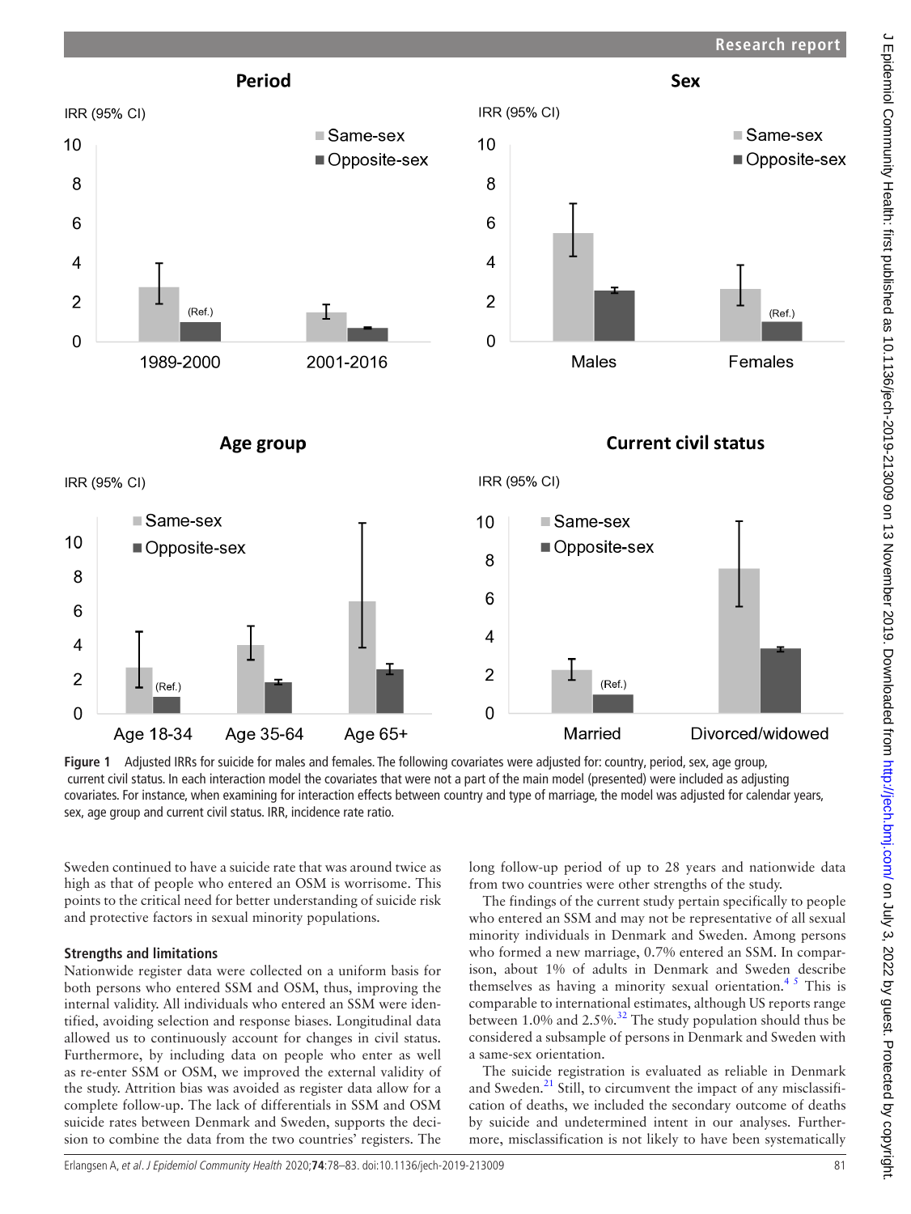Figure 1 Adjusted IRRs for suicide for males and females. The following covariates were adjusted for: country, period, sex, age group, current civil status. In each interaction model the covariates that were not a part of the main model (presented) were included as adjusting covariates. For instance, when examining for interaction effects between country and type of marriage, the model was adjusted for calendar years, sex, age group and current civil status. IRR, incidence rate ratio.

Sweden continued to have a suicide rate that was around twice as high as that of people who entered an OSM is worrisome. This points to the critical need for better understanding of suicide risk and protective factors in sexual minority populations.

### Strengths and limitations

Nationwide register data were collected on a uniform basis for both persons who entered SSM and OSM, thus, improving the internal validity. All individuals who entered an SSM were identified, avoiding selection and response biases. Longitudinal data allowed us to continuously account for changes in civil status. Furthermore, by including data on people who enter as well as re-enter SSM or OSM, we improved the external validity of the study. Attrition bias was avoided as register data allow for a complete follow-up. The lack of differentials in SSM and OSM suicide rates between Denmark and Sweden, supports the decision to combine the data from the two countries' registers. The long follow-up period of up to 28 years and nationwide data from two countries were other strengths of the study.

The findings of the current study pertain specifically to people who entered an SSM and may not be representative of all sexual minority individuals in Denmark and Sweden. Among persons who formed a new marriage, 0.7% entered an SSM. In comparison, about 1% of adults in Denmark and Sweden describe themselves as having a minority sexual orientation.[4,5] This is comparable to international estimates, although US reports range between 1.0% and 2.5%.[32] The study population should thus be considered a subsample of persons in Denmark and Sweden with a same-sex orientation.

The suicide registration is evaluated as reliable in Denmark and Sweden.[21] Still, to circumvent the impact of any misclassification of deaths, we included the secondary outcome of deaths by suicide and undetermined intent in our analyses. Furthermore, misclassification is not likely to have been systematically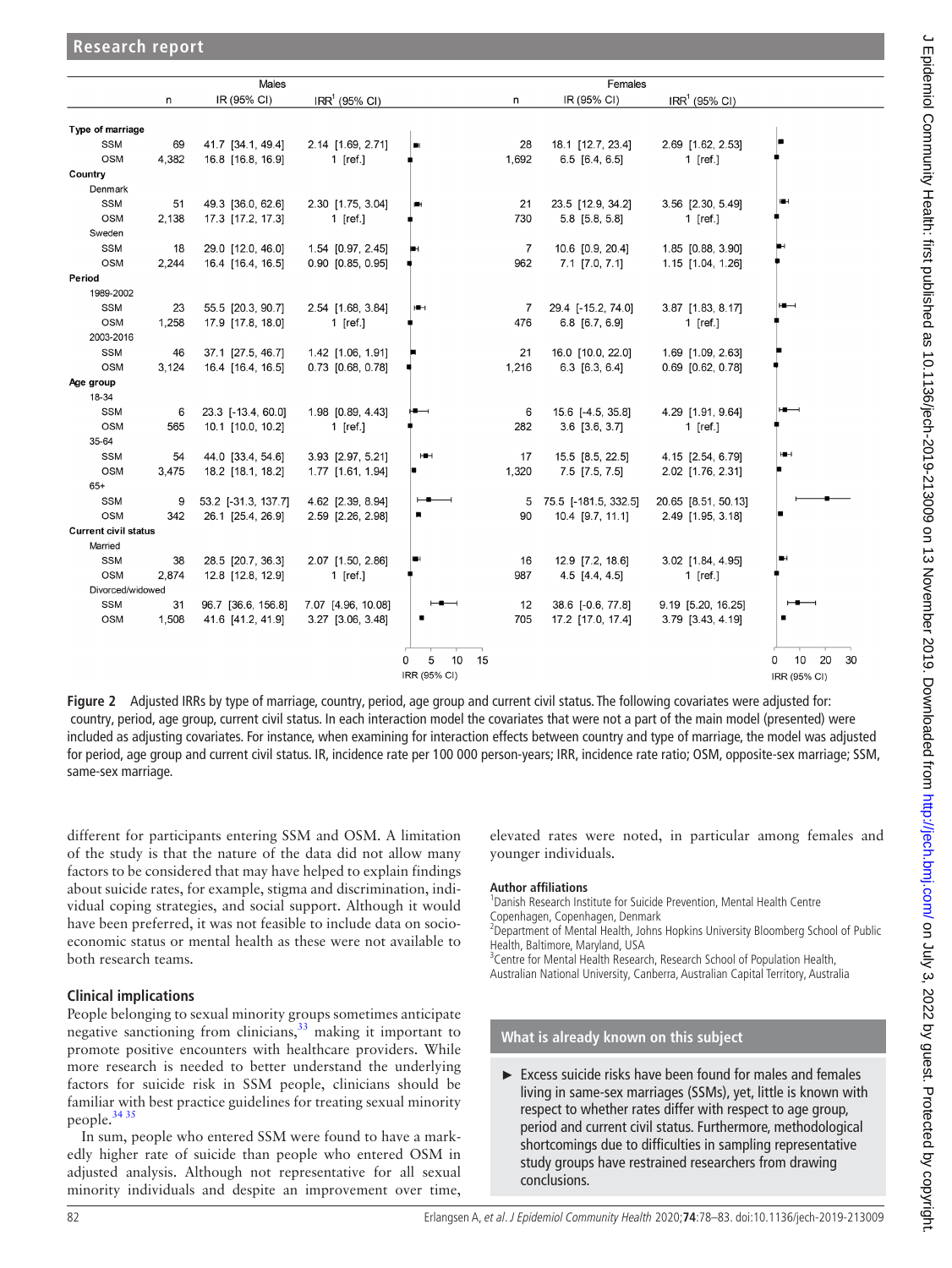|  | Males |  |  | Females |  |  |
|---|---|---|---|---|---|---|
|  | n | IR (95% CI) | IRR[1] (95% CI) | n | IR (95% CI) | IRR[1] (95% CI) |
| **Type of marriage** |  |  |  |  |  |  |
| SSM | 69 | 41.7 [34.1, 49.4] | 2.14 [1.69, 2.71] | 28 | 18.1 [12.7, 23.4] | 2.69 [1.62, 2.53] |
| OSM | 4,382 | 16.8 [16.8, 16.9] | 1 [ref.] | 1,692 | 6.5 [6.4, 6.5] | 1 [ref.] |
| **Country** |  |  |  |  |  |  |
| Denmark |  |  |  |  |  |  |
| SSM | 51 | 49.3 [36.0, 62.6] | 2.30 [1.75, 3.04] | 21 | 23.5 [12.9, 34.2] | 3.56 [2.30, 5.49] |
| OSM | 2,138 | 17.3 [17.2, 17.3] | 1 [ref.] | 730 | 5.8 [5.8, 5.8] | 1 [ref.] |
| Sweden |  |  |  |  |  |  |
| SSM | 18 | 29.0 [12.0, 46.0] | 1.54 [0.97, 2.45] | 7 | 10.6 [0.9, 20.4] | 1.85 [0.88, 3.90] |
| OSM | 2,244 | 16.4 [16.4, 16.5] | 0.90 [0.85, 0.95] | 962 | 7.1 [7.0, 7.1] | 1.15 [1.04, 1.26] |
| **Period** |  |  |  |  |  |  |
| 1989-2002 |  |  |  |  |  |  |
| SSM | 23 | 55.5 [20.3, 90.7] | 2.54 [1.68, 3.84] | 7 | 29.4 [-15.2, 74.0] | 3.87 [1.83, 8.17] |
| OSM | 1,258 | 17.9 [17.8, 18.0] | 1 [ref.] | 476 | 6.8 [6.7, 6.9] | 1 [ref.] |
| 2003-2016 |  |  |  |  |  |  |
| SSM | 46 | 37.1 [27.5, 46.7] | 1.42 [1.06, 1.91] | 21 | 16.0 [10.0, 22.0] | 1.69 [1.09, 2.63] |
| OSM | 3,124 | 16.4 [16.4, 16.5] | 0.73 [0.68, 0.78] | 1,216 | 6.3 [6.3, 6.4] | 0.69 [0.62, 0.78] |
| **Age group** |  |  |  |  |  |  |
| 18-34 |  |  |  |  |  |  |
| SSM | 6 | 23.3 [-13.4, 60.0] | 1.98 [0.89, 4.43] | 6 | 15.6 [-4.5, 35.8] | 4.29 [1.91, 9.64] |
| OSM | 565 | 10.1 [10.0, 10.2] | 1 [ref.] | 282 | 3.6 [3.6, 3.7] | 1 [ref.] |
| 35-64 |  |  |  |  |  |  |
| SSM | 54 | 44.0 [33.4, 54.6] | 3.93 [2.97, 5.21] | 17 | 15.5 [8.5, 22.5] | 4.15 [2.54, 6.79] |
| OSM | 3,475 | 18.2 [18.1, 18.2] | 1.77 [1.61, 1.94] | 1,320 | 7.5 [7.5, 7.5] | 2.02 [1.76, 2.31] |
| 65+ |  |  |  |  |  |  |
| SSM | 9 | 53.2 [-31.3, 137.7] | 4.62 [2.39, 8.94] | 5 | 75.5 [-181.5, 332.5] | 20.65 [8.51, 50.13] |
| OSM | 342 | 26.1 [25.4, 26.9] | 2.59 [2.26, 2.98] | 90 | 10.4 [9.7, 11.1] | 2.49 [1.95, 3.18] |
| **Current civil status** |  |  |  |  |  |  |
| Married |  |  |  |  |  |  |
| SSM | 38 | 28.5 [20.7, 36.3] | 2.07 [1.50, 2.86] | 16 | 12.9 [7.2, 18.6] | 3.02 [1.84, 4.95] |
| OSM | 2,874 | 12.8 [12.8, 12.9] | 1 [ref.] | 987 | 4.5 [4.4, 4.5] | 1 [ref.] |
| Divorced/widowed |  |  |  |  |  |  |
| SSM | 31 | 96.7 [36.6, 156.8] | 7.07 [4.96, 10.08] | 12 | 38.6 [-0.6, 77.8] | 9.19 [5.20, 16.25] |
| OSM | 1,508 | 41.6 [41.2, 41.9] | 3.27 [3.06, 3.48] | 705 | 17.2 [17.0, 17.4] | 3.79 [3.43, 4.19] |

**Figure 2** Adjusted IRRs by type of marriage, country, period, age group and current civil status. The following covariates were adjusted for: country, period, age group, current civil status. In each interaction model the covariates that were not a part of the main model (presented) were included as adjusting covariates. For instance, when examining for interaction effects between country and type of marriage, the model was adjusted for period, age group and current civil status. IR, incidence rate per 100 000 person-years; IRR, incidence rate ratio; OSM, opposite-sex marriage; SSM, same-sex marriage.

different for participants entering SSM and OSM. A limitation of the study is that the nature of the data did not allow many factors to be considered that may have helped to explain findings about suicide rates, for example, stigma and discrimination, individual coping strategies, and social support. Although it would have been preferred, it was not feasible to include data on socioeconomic status or mental health as these were not available to both research teams.

### Clinical implications

People belonging to sexual minority groups sometimes anticipate negative sanctioning from clinicians,[33] making it important to promote positive encounters with healthcare providers. While more research is needed to better understand the underlying factors for suicide risk in SSM people, clinicians should be familiar with best practice guidelines for treating sexual minority people.[34 35]

In sum, people who entered SSM were found to have a markedly higher rate of suicide than people who entered OSM in adjusted analysis. Although not representative for all sexual minority individuals and despite an improvement over time, elevated rates were noted, in particular among females and younger individuals.

#### Author affiliations

[1]Danish Research Institute for Suicide Prevention, Mental Health Centre Copenhagen, Copenhagen, Denmark
[2]Department of Mental Health, Johns Hopkins University Bloomberg School of Public Health, Baltimore, Maryland, USA
[3]Centre for Mental Health Research, Research School of Population Health, Australian National University, Canberra, Australian Capital Territory, Australia

### What is already known on this subject

- Excess suicide risks have been found for males and females living in same-sex marriages (SSMs), yet, little is known with respect to whether rates differ with respect to age group, period and current civil status. Furthermore, methodological shortcomings due to difficulties in sampling representative study groups have restrained researchers from drawing conclusions.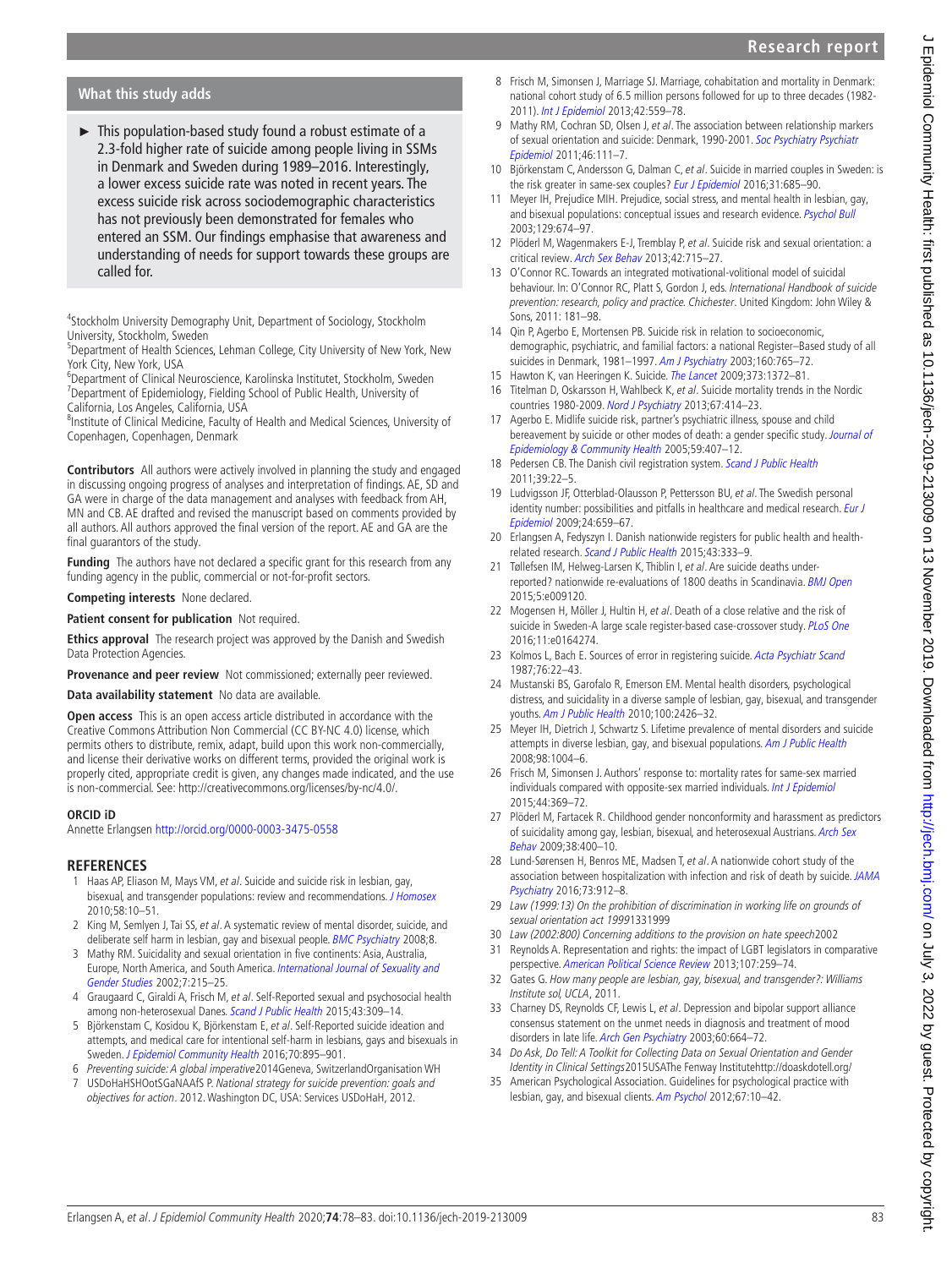## What this study adds

- This population-based study found a robust estimate of a 2.3-fold higher rate of suicide among people living in SSMs in Denmark and Sweden during 1989–2016. Interestingly, a lower excess suicide rate was noted in recent years. The excess suicide risk across sociodemographic characteristics has not previously been demonstrated for females who entered an SSM. Our findings emphasise that awareness and understanding of needs for support towards these groups are called for.

[4]Stockholm University Demography Unit, Department of Sociology, Stockholm University, Stockholm, Sweden
[5]Department of Health Sciences, Lehman College, City University of New York, New York City, New York, USA
[6]Department of Clinical Neuroscience, Karolinska Institutet, Stockholm, Sweden
[7]Department of Epidemiology, Fielding School of Public Health, University of California, Los Angeles, California, USA
[8]Institute of Clinical Medicine, Faculty of Health and Medical Sciences, University of Copenhagen, Copenhagen, Denmark

**Contributors** All authors were actively involved in planning the study and engaged in discussing ongoing progress of analyses and interpretation of findings. AE, SD and GA were in charge of the data management and analyses with feedback from AH, MN and CB. AE drafted and revised the manuscript based on comments provided by all authors. All authors approved the final version of the report. AE and GA are the final guarantors of the study.

**Funding** The authors have not declared a specific grant for this research from any funding agency in the public, commercial or not-for-profit sectors.

**Competing interests** None declared.

**Patient consent for publication** Not required.

**Ethics approval** The research project was approved by the Danish and Swedish Data Protection Agencies.

**Provenance and peer review** Not commissioned; externally peer reviewed.

**Data availability statement** No data are available.

**Open access** This is an open access article distributed in accordance with the Creative Commons Attribution Non Commercial (CC BY-NC 4.0) license, which permits others to distribute, remix, adapt, build upon this work non-commercially, and license their derivative works on different terms, provided the original work is properly cited, appropriate credit is given, any changes made indicated, and the use is non-commercial. See: http://creativecommons.org/licenses/by-nc/4.0/.

### ORCID iD

Annette Erlangsen http://orcid.org/0000-0003-3475-0558

## REFERENCES

1. Haas AP, Eliason M, Mays VM, *et al*. Suicide and suicide risk in lesbian, gay, bisexual, and transgender populations: review and recommendations. *J Homosex* 2010;58:10–51.
2. King M, Semlyen J, Tai SS, *et al*. A systematic review of mental disorder, suicide, and deliberate self harm in lesbian, gay and bisexual people. *BMC Psychiatry* 2008;8.
3. Mathy RM. Suicidality and sexual orientation in five continents: Asia, Australia, Europe, North America, and South America. *International Journal of Sexuality and Gender Studies* 2002;7:215–25.
4. Graugaard C, Giraldi A, Frisch M, *et al*. Self-Reported sexual and psychosocial health among non-heterosexual Danes. *Scand J Public Health* 2015;43:309–14.
5. Björkenstam C, Kosidou K, Björkenstam E, *et al*. Self-Reported suicide ideation and attempts, and medical care for intentional self-harm in lesbians, gays and bisexuals in Sweden. *J Epidemiol Community Health* 2016;70:895–901.
6. *Preventing suicide: A global imperative*2014Geneva, SwitzerlandOrganisation WH
7. USDoHaHSHOotSGaNAAfS P. *National strategy for suicide prevention: goals and objectives for action*. 2012. Washington DC, USA: Services USDoHaH, 2012.
8. Frisch M, Simonsen J, Marriage SJ. Marriage, cohabitation and mortality in Denmark: national cohort study of 6.5 million persons followed for up to three decades (1982-2011). *Int J Epidemiol* 2013;42:559–78.
9. Mathy RM, Cochran SD, Olsen J, *et al*. The association between relationship markers of sexual orientation and suicide: Denmark, 1990-2001. *Soc Psychiatry Psychiatr Epidemiol* 2011;46:111–7.
10. Björkenstam C, Andersson G, Dalman C, *et al*. Suicide in married couples in Sweden: is the risk greater in same-sex couples? *Eur J Epidemiol* 2016;31:685–90.
11. Meyer IH, Prejudice MIH. Prejudice, social stress, and mental health in lesbian, gay, and bisexual populations: conceptual issues and research evidence. *Psychol Bull* 2003;129:674–97.
12. Plöderl M, Wagenmakers E-J, Tremblay P, *et al*. Suicide risk and sexual orientation: a critical review. *Arch Sex Behav* 2013;42:715–27.
13. O'Connor RC. Towards an integrated motivational-volitional model of suicidal behaviour. In: O'Connor RC, Platt S, Gordon J, eds. *International Handbook of suicide prevention: research, policy and practice. Chichester*. United Kingdom: John Wiley & Sons, 2011: 181–98.
14. Qin P, Agerbo E, Mortensen PB. Suicide risk in relation to socioeconomic, demographic, psychiatric, and familial factors: a national Register–Based study of all suicides in Denmark, 1981–1997. *Am J Psychiatry* 2003;160:765–72.
15. Hawton K, van Heeringen K. Suicide. *The Lancet* 2009;373:1372–81.
16. Titelman D, Oskarsson H, Wahlbeck K, *et al*. Suicide mortality trends in the Nordic countries 1980-2009. *Nord J Psychiatry* 2013;67:414–23.
17. Agerbo E. Midlife suicide risk, partner's psychiatric illness, spouse and child bereavement by suicide or other modes of death: a gender specific study. *Journal of Epidemiology & Community Health* 2005;59:407–12.
18. Pedersen CB. The Danish civil registration system. *Scand J Public Health* 2011;39:22–5.
19. Ludvigsson JF, Otterblad-Olausson P, Pettersson BU, *et al*. The Swedish personal identity number: possibilities and pitfalls in healthcare and medical research. *Eur J Epidemiol* 2009;24:659–67.
20. Erlangsen A, Fedyszyn I. Danish nationwide registers for public health and health-related research. *Scand J Public Health* 2015;43:333–9.
21. Tøllefsen IM, Helweg-Larsen K, Thiblin I, *et al*. Are suicide deaths under-reported? nationwide re-evaluations of 1800 deaths in Scandinavia. *BMJ Open* 2015;5:e009120.
22. Mogensen H, Möller J, Hultin H, *et al*. Death of a close relative and the risk of suicide in Sweden-A large scale register-based case-crossover study. *PLoS One* 2016;11:e0164274.
23. Kolmos L, Bach E. Sources of error in registering suicide. *Acta Psychiatr Scand* 1987;76:22–43.
24. Mustanski BS, Garofalo R, Emerson EM. Mental health disorders, psychological distress, and suicidality in a diverse sample of lesbian, gay, bisexual, and transgender youths. *Am J Public Health* 2010;100:2426–32.
25. Meyer IH, Dietrich J, Schwartz S. Lifetime prevalence of mental disorders and suicide attempts in diverse lesbian, gay, and bisexual populations. *Am J Public Health* 2008;98:1004–6.
26. Frisch M, Simonsen J. Authors' response to: mortality rates for same-sex married individuals compared with opposite-sex married individuals. *Int J Epidemiol* 2015;44:369–72.
27. Plöderl M, Fartacek R. Childhood gender nonconformity and harassment as predictors of suicidality among gay, lesbian, bisexual, and heterosexual Austrians. *Arch Sex Behav* 2009;38:400–10.
28. Lund-Sørensen H, Benros ME, Madsen T, *et al*. A nationwide cohort study of the association between hospitalization with infection and risk of death by suicide. *JAMA Psychiatry* 2016;73:912–8.
29. *Law (1999:13) On the prohibition of discrimination in working life on grounds of sexual orientation act 1999*1331999
30. *Law (2002:800) Concerning additions to the provision on hate speech*2002
31. Reynolds A. Representation and rights: the impact of LGBT legislators in comparative perspective. *American Political Science Review* 2013;107:259–74.
32. Gates G. *How many people are lesbian, gay, bisexual, and transgender?: Williams Institute sol, UCLA*, 2011.
33. Charney DS, Reynolds CF, Lewis L, *et al*. Depression and bipolar support alliance consensus statement on the unmet needs in diagnosis and treatment of mood disorders in late life. *Arch Gen Psychiatry* 2003;60:664–72.
34. *Do Ask, Do Tell: A Toolkit for Collecting Data on Sexual Orientation and Gender Identity in Clinical Settings*2015USAThe Fenway Institutehttp://doaskdotell.org/
35. American Psychological Association. Guidelines for psychological practice with lesbian, gay, and bisexual clients. *Am Psychol* 2012;67:10–42.